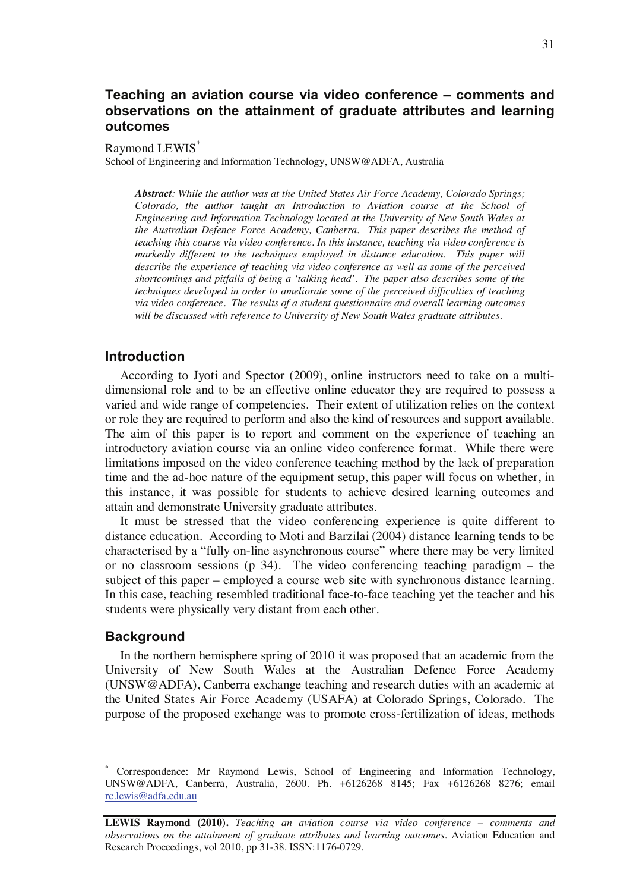# Teaching an aviation course via video conference – comments and observations on the attainment of graduate attributes and learning outcomes

Raymond LEWIS[*]

School of Engineering and Information Technology, UNSW@ADFA, Australia

***Abstract**: While the author was at the United States Air Force Academy, Colorado Springs; Colorado, the author taught an Introduction to Aviation course at the School of Engineering and Information Technology located at the University of New South Wales at the Australian Defence Force Academy, Canberra. This paper describes the method of teaching this course via video conference. In this instance, teaching via video conference is markedly different to the techniques employed in distance education. This paper will describe the experience of teaching via video conference as well as some of the perceived shortcomings and pitfalls of being a 'talking head'. The paper also describes some of the techniques developed in order to ameliorate some of the perceived difficulties of teaching via video conference. The results of a student questionnaire and overall learning outcomes will be discussed with reference to University of New South Wales graduate attributes.*

## Introduction

According to Jyoti and Spector (2009), online instructors need to take on a multi-dimensional role and to be an effective online educator they are required to possess a varied and wide range of competencies. Their extent of utilization relies on the context or role they are required to perform and also the kind of resources and support available. The aim of this paper is to report and comment on the experience of teaching an introductory aviation course via an online video conference format. While there were limitations imposed on the video conference teaching method by the lack of preparation time and the ad-hoc nature of the equipment setup, this paper will focus on whether, in this instance, it was possible for students to achieve desired learning outcomes and attain and demonstrate University graduate attributes.

It must be stressed that the video conferencing experience is quite different to distance education. According to Moti and Barzilai (2004) distance learning tends to be characterised by a "fully on-line asynchronous course" where there may be very limited or no classroom sessions (p 34). The video conferencing teaching paradigm – the subject of this paper – employed a course web site with synchronous distance learning. In this case, teaching resembled traditional face-to-face teaching yet the teacher and his students were physically very distant from each other.

## Background

In the northern hemisphere spring of 2010 it was proposed that an academic from the University of New South Wales at the Australian Defence Force Academy (UNSW@ADFA), Canberra exchange teaching and research duties with an academic at the United States Air Force Academy (USAFA) at Colorado Springs, Colorado. The purpose of the proposed exchange was to promote cross-fertilization of ideas, methods

---

[*] Correspondence: Mr Raymond Lewis, School of Engineering and Information Technology, UNSW@ADFA, Canberra, Australia, 2600. Ph. +6126268 8145; Fax +6126268 8276; email rc.lewis@adfa.edu.au

**LEWIS Raymond (2010).** *Teaching an aviation course via video conference – comments and observations on the attainment of graduate attributes and learning outcomes.* Aviation Education and Research Proceedings, vol 2010, pp 31-38. ISSN:1176-0729.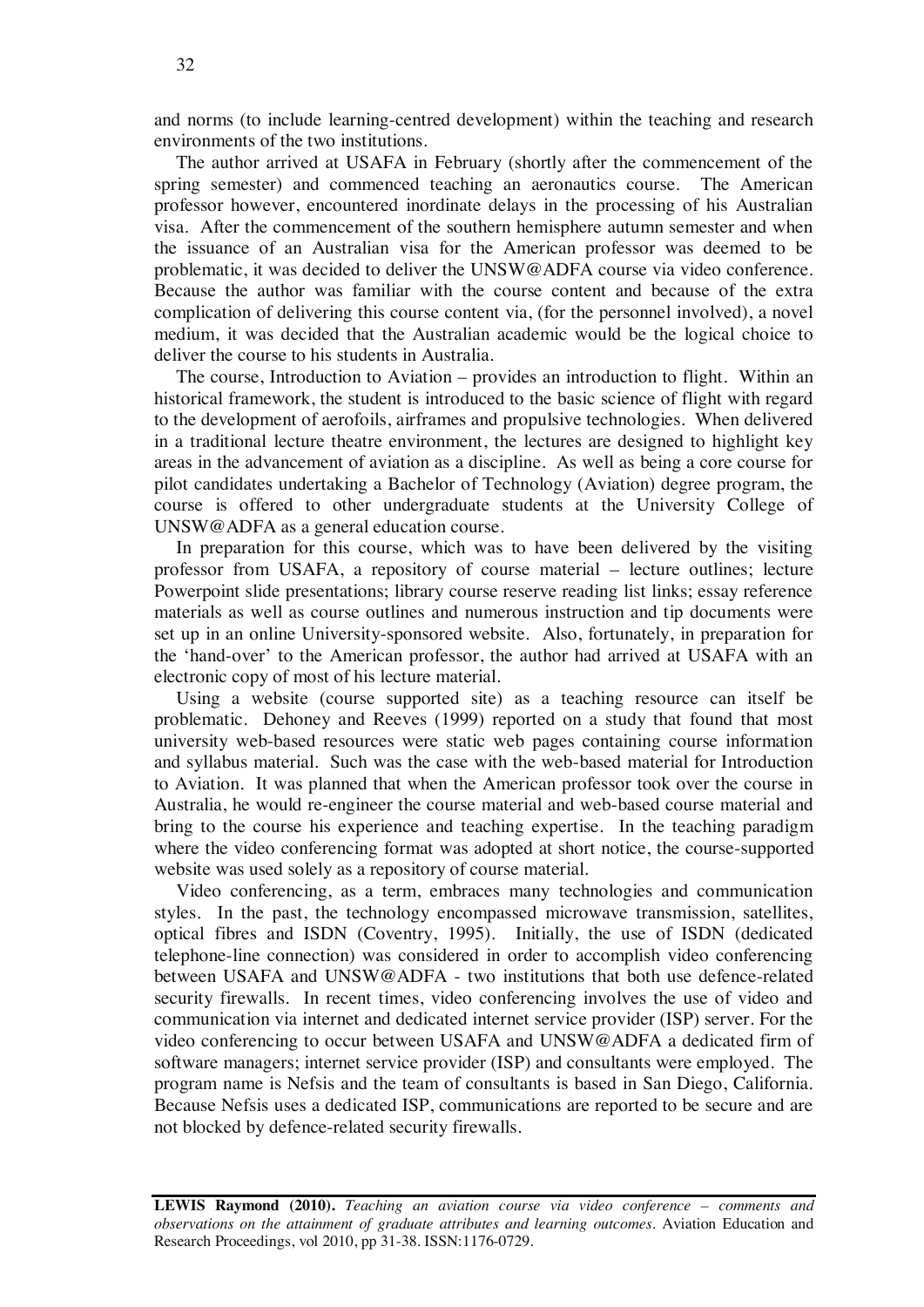and norms (to include learning-centred development) within the teaching and research environments of the two institutions.

The author arrived at USAFA in February (shortly after the commencement of the spring semester) and commenced teaching an aeronautics course. The American professor however, encountered inordinate delays in the processing of his Australian visa. After the commencement of the southern hemisphere autumn semester and when the issuance of an Australian visa for the American professor was deemed to be problematic, it was decided to deliver the UNSW@ADFA course via video conference. Because the author was familiar with the course content and because of the extra complication of delivering this course content via, (for the personnel involved), a novel medium, it was decided that the Australian academic would be the logical choice to deliver the course to his students in Australia.

The course, Introduction to Aviation – provides an introduction to flight. Within an historical framework, the student is introduced to the basic science of flight with regard to the development of aerofoils, airframes and propulsive technologies. When delivered in a traditional lecture theatre environment, the lectures are designed to highlight key areas in the advancement of aviation as a discipline. As well as being a core course for pilot candidates undertaking a Bachelor of Technology (Aviation) degree program, the course is offered to other undergraduate students at the University College of UNSW@ADFA as a general education course.

In preparation for this course, which was to have been delivered by the visiting professor from USAFA, a repository of course material – lecture outlines; lecture Powerpoint slide presentations; library course reserve reading list links; essay reference materials as well as course outlines and numerous instruction and tip documents were set up in an online University-sponsored website. Also, fortunately, in preparation for the 'hand-over' to the American professor, the author had arrived at USAFA with an electronic copy of most of his lecture material.

Using a website (course supported site) as a teaching resource can itself be problematic. Dehoney and Reeves (1999) reported on a study that found that most university web-based resources were static web pages containing course information and syllabus material. Such was the case with the web-based material for Introduction to Aviation. It was planned that when the American professor took over the course in Australia, he would re-engineer the course material and web-based course material and bring to the course his experience and teaching expertise. In the teaching paradigm where the video conferencing format was adopted at short notice, the course-supported website was used solely as a repository of course material.

Video conferencing, as a term, embraces many technologies and communication styles. In the past, the technology encompassed microwave transmission, satellites, optical fibres and ISDN (Coventry, 1995). Initially, the use of ISDN (dedicated telephone-line connection) was considered in order to accomplish video conferencing between USAFA and UNSW@ADFA - two institutions that both use defence-related security firewalls. In recent times, video conferencing involves the use of video and communication via internet and dedicated internet service provider (ISP) server. For the video conferencing to occur between USAFA and UNSW@ADFA a dedicated firm of software managers; internet service provider (ISP) and consultants were employed. The program name is Nefsis and the team of consultants is based in San Diego, California. Because Nefsis uses a dedicated ISP, communications are reported to be secure and are not blocked by defence-related security firewalls.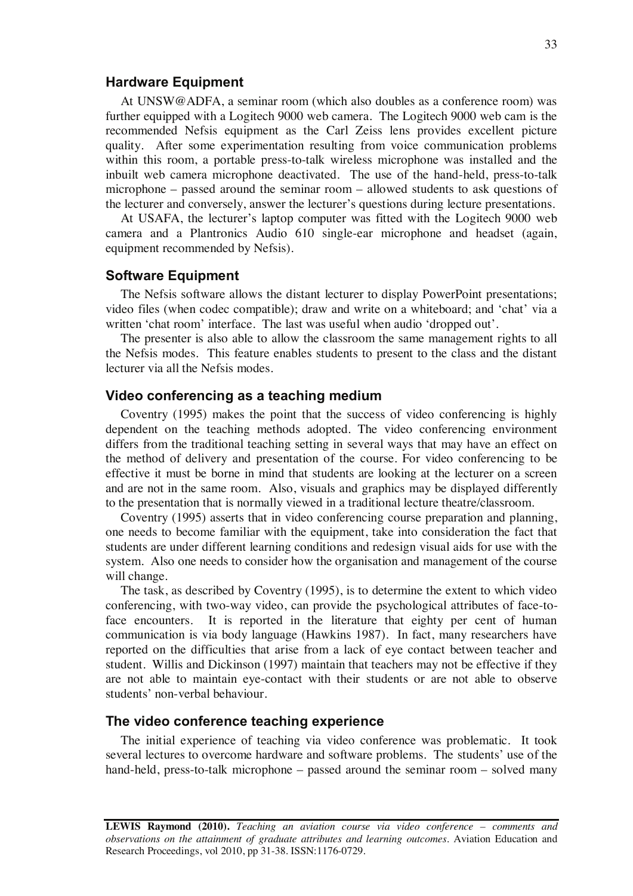## Hardware Equipment

At UNSW@ADFA, a seminar room (which also doubles as a conference room) was further equipped with a Logitech 9000 web camera. The Logitech 9000 web cam is the recommended Nefsis equipment as the Carl Zeiss lens provides excellent picture quality. After some experimentation resulting from voice communication problems within this room, a portable press-to-talk wireless microphone was installed and the inbuilt web camera microphone deactivated. The use of the hand-held, press-to-talk microphone – passed around the seminar room – allowed students to ask questions of the lecturer and conversely, answer the lecturer's questions during lecture presentations.

At USAFA, the lecturer's laptop computer was fitted with the Logitech 9000 web camera and a Plantronics Audio 610 single-ear microphone and headset (again, equipment recommended by Nefsis).

## Software Equipment

The Nefsis software allows the distant lecturer to display PowerPoint presentations; video files (when codec compatible); draw and write on a whiteboard; and 'chat' via a written 'chat room' interface. The last was useful when audio 'dropped out'.

The presenter is also able to allow the classroom the same management rights to all the Nefsis modes. This feature enables students to present to the class and the distant lecturer via all the Nefsis modes.

## Video conferencing as a teaching medium

Coventry (1995) makes the point that the success of video conferencing is highly dependent on the teaching methods adopted. The video conferencing environment differs from the traditional teaching setting in several ways that may have an effect on the method of delivery and presentation of the course. For video conferencing to be effective it must be borne in mind that students are looking at the lecturer on a screen and are not in the same room. Also, visuals and graphics may be displayed differently to the presentation that is normally viewed in a traditional lecture theatre/classroom.

Coventry (1995) asserts that in video conferencing course preparation and planning, one needs to become familiar with the equipment, take into consideration the fact that students are under different learning conditions and redesign visual aids for use with the system. Also one needs to consider how the organisation and management of the course will change.

The task, as described by Coventry (1995), is to determine the extent to which video conferencing, with two-way video, can provide the psychological attributes of face-to-face encounters. It is reported in the literature that eighty per cent of human communication is via body language (Hawkins 1987). In fact, many researchers have reported on the difficulties that arise from a lack of eye contact between teacher and student. Willis and Dickinson (1997) maintain that teachers may not be effective if they are not able to maintain eye-contact with their students or are not able to observe students' non-verbal behaviour.

## The video conference teaching experience

The initial experience of teaching via video conference was problematic. It took several lectures to overcome hardware and software problems. The students' use of the hand-held, press-to-talk microphone – passed around the seminar room – solved many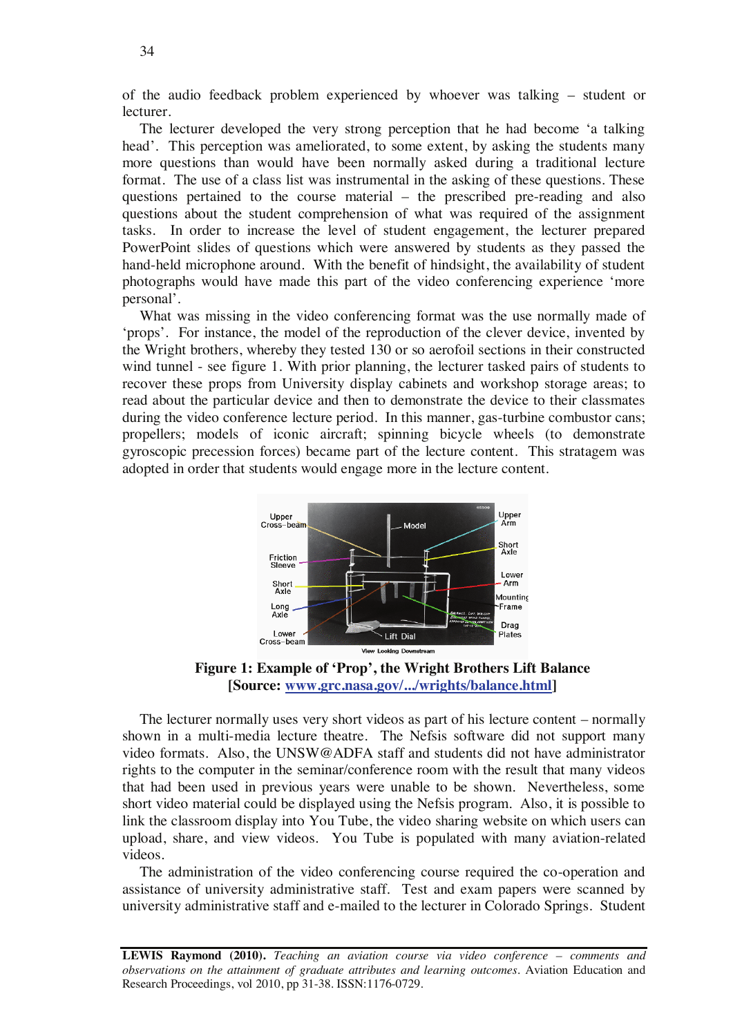of the audio feedback problem experienced by whoever was talking – student or lecturer.

The lecturer developed the very strong perception that he had become 'a talking head'. This perception was ameliorated, to some extent, by asking the students many more questions than would have been normally asked during a traditional lecture format. The use of a class list was instrumental in the asking of these questions. These questions pertained to the course material – the prescribed pre-reading and also questions about the student comprehension of what was required of the assignment tasks. In order to increase the level of student engagement, the lecturer prepared PowerPoint slides of questions which were answered by students as they passed the hand-held microphone around. With the benefit of hindsight, the availability of student photographs would have made this part of the video conferencing experience 'more personal'.

What was missing in the video conferencing format was the use normally made of 'props'. For instance, the model of the reproduction of the clever device, invented by the Wright brothers, whereby they tested 130 or so aerofoil sections in their constructed wind tunnel - see figure 1. With prior planning, the lecturer tasked pairs of students to recover these props from University display cabinets and workshop storage areas; to read about the particular device and then to demonstrate the device to their classmates during the video conference lecture period. In this manner, gas-turbine combustor cans; propellers; models of iconic aircraft; spinning bicycle wheels (to demonstrate gyroscopic precession forces) became part of the lecture content. This stratagem was adopted in order that students would engage more in the lecture content.

**Figure 1: Example of 'Prop', the Wright Brothers Lift Balance**
**[Source: www.grc.nasa.gov/.../wrights/balance.html]**

The lecturer normally uses very short videos as part of his lecture content – normally shown in a multi-media lecture theatre. The Nefsis software did not support many video formats. Also, the UNSW@ADFA staff and students did not have administrator rights to the computer in the seminar/conference room with the result that many videos that had been used in previous years were unable to be shown. Nevertheless, some short video material could be displayed using the Nefsis program. Also, it is possible to link the classroom display into You Tube, the video sharing website on which users can upload, share, and view videos. You Tube is populated with many aviation-related videos.

The administration of the video conferencing course required the co-operation and assistance of university administrative staff. Test and exam papers were scanned by university administrative staff and e-mailed to the lecturer in Colorado Springs. Student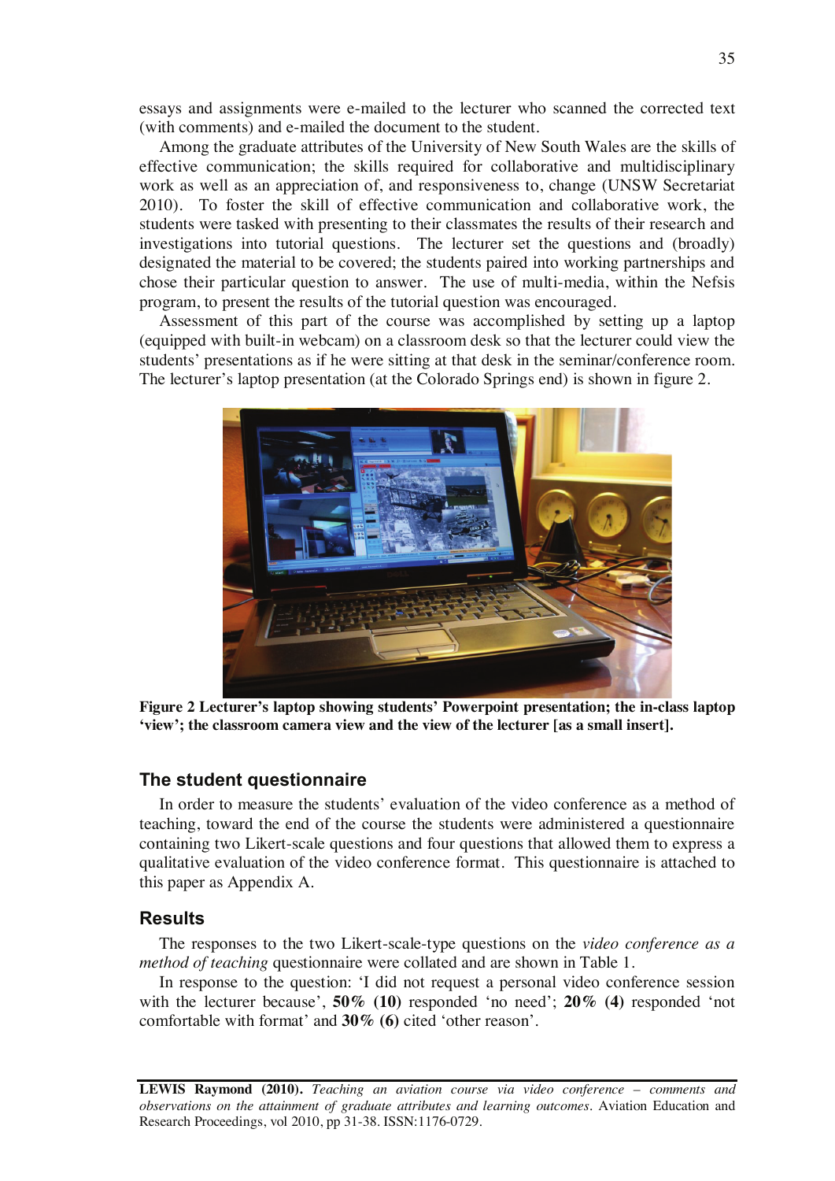essays and assignments were e-mailed to the lecturer who scanned the corrected text (with comments) and e-mailed the document to the student.

Among the graduate attributes of the University of New South Wales are the skills of effective communication; the skills required for collaborative and multidisciplinary work as well as an appreciation of, and responsiveness to, change (UNSW Secretariat 2010). To foster the skill of effective communication and collaborative work, the students were tasked with presenting to their classmates the results of their research and investigations into tutorial questions. The lecturer set the questions and (broadly) designated the material to be covered; the students paired into working partnerships and chose their particular question to answer. The use of multi-media, within the Nefsis program, to present the results of the tutorial question was encouraged.

Assessment of this part of the course was accomplished by setting up a laptop (equipped with built-in webcam) on a classroom desk so that the lecturer could view the students' presentations as if he were sitting at that desk in the seminar/conference room. The lecturer's laptop presentation (at the Colorado Springs end) is shown in figure 2.

**Figure 2 Lecturer's laptop showing students' Powerpoint presentation; the in-class laptop 'view'; the classroom camera view and the view of the lecturer [as a small insert].**

## The student questionnaire

In order to measure the students' evaluation of the video conference as a method of teaching, toward the end of the course the students were administered a questionnaire containing two Likert-scale questions and four questions that allowed them to express a qualitative evaluation of the video conference format. This questionnaire is attached to this paper as Appendix A.

## Results

The responses to the two Likert-scale-type questions on the *video conference as a method of teaching* questionnaire were collated and are shown in Table 1.

In response to the question: 'I did not request a personal video conference session with the lecturer because', **50% (10)** responded 'no need'; **20% (4)** responded 'not comfortable with format' and **30% (6)** cited 'other reason'.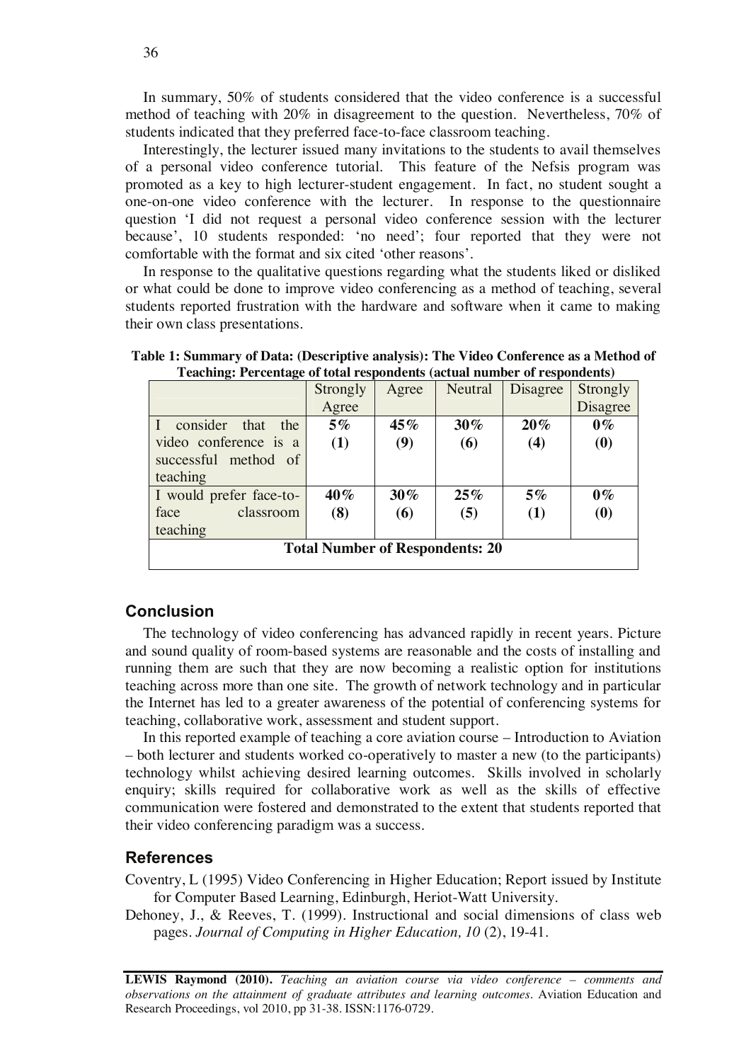In summary, 50% of students considered that the video conference is a successful method of teaching with 20% in disagreement to the question. Nevertheless, 70% of students indicated that they preferred face-to-face classroom teaching.

Interestingly, the lecturer issued many invitations to the students to avail themselves of a personal video conference tutorial. This feature of the Nefsis program was promoted as a key to high lecturer-student engagement. In fact, no student sought a one-on-one video conference with the lecturer. In response to the questionnaire question 'I did not request a personal video conference session with the lecturer because', 10 students responded: 'no need'; four reported that they were not comfortable with the format and six cited 'other reasons'.

In response to the qualitative questions regarding what the students liked or disliked or what could be done to improve video conferencing as a method of teaching, several students reported frustration with the hardware and software when it came to making their own class presentations.

**Table 1: Summary of Data: (Descriptive analysis): The Video Conference as a Method of Teaching: Percentage of total respondents (actual number of respondents)**

| | Strongly Agree | Agree | Neutral | Disagree | Strongly Disagree |
|---|---|---|---|---|---|
| I consider that the video conference is a successful method of teaching | **5% (1)** | **45% (9)** | **30% (6)** | **20% (4)** | **0% (0)** |
| I would prefer face-to-face classroom teaching | **40% (8)** | **30% (6)** | **25% (5)** | **5% (1)** | **0% (0)** |
| **Total Number of Respondents: 20** | | | | | |

## Conclusion

The technology of video conferencing has advanced rapidly in recent years. Picture and sound quality of room-based systems are reasonable and the costs of installing and running them are such that they are now becoming a realistic option for institutions teaching across more than one site. The growth of network technology and in particular the Internet has led to a greater awareness of the potential of conferencing systems for teaching, collaborative work, assessment and student support.

In this reported example of teaching a core aviation course – Introduction to Aviation – both lecturer and students worked co-operatively to master a new (to the participants) technology whilst achieving desired learning outcomes. Skills involved in scholarly enquiry; skills required for collaborative work as well as the skills of effective communication were fostered and demonstrated to the extent that students reported that their video conferencing paradigm was a success.

## References

Coventry, L (1995) Video Conferencing in Higher Education; Report issued by Institute for Computer Based Learning, Edinburgh, Heriot-Watt University.

Dehoney, J., & Reeves, T. (1999). Instructional and social dimensions of class web pages. *Journal of Computing in Higher Education, 10* (2), 19-41.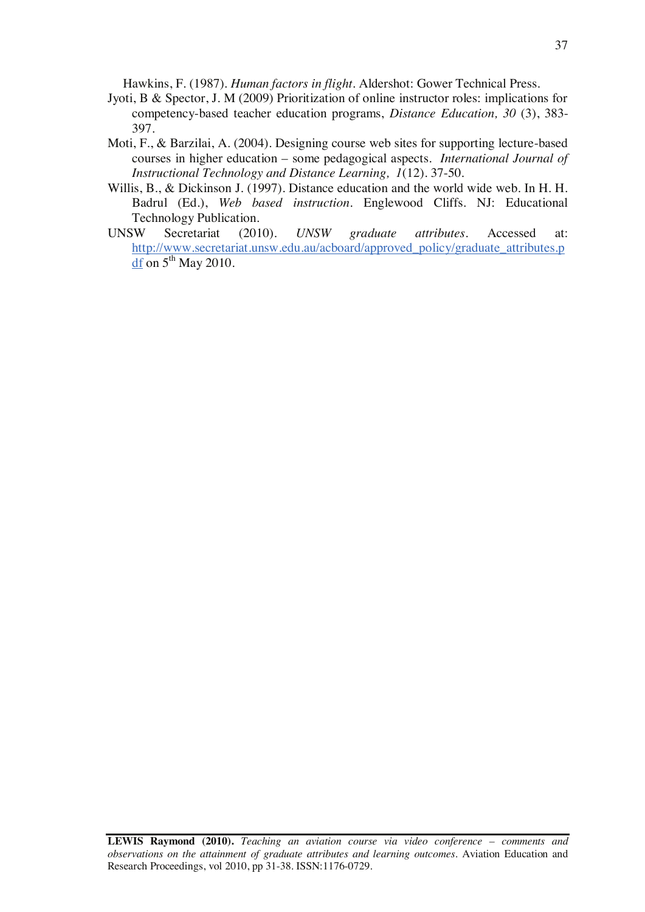Hawkins, F. (1987). *Human factors in flight*. Aldershot: Gower Technical Press.

Jyoti, B & Spector, J. M (2009) Prioritization of online instructor roles: implications for competency-based teacher education programs, *Distance Education, 30* (3), 383-397.

Moti, F., & Barzilai, A. (2004). Designing course web sites for supporting lecture-based courses in higher education – some pedagogical aspects. *International Journal of Instructional Technology and Distance Learning, 1*(12). 37-50.

Willis, B., & Dickinson J. (1997). Distance education and the world wide web. In H. H. Badrul (Ed.), *Web based instruction*. Englewood Cliffs. NJ: Educational Technology Publication.

UNSW Secretariat (2010). *UNSW graduate attributes*. Accessed at: http://www.secretariat.unsw.edu.au/acboard/approved_policy/graduate_attributes.pdf on 5th May 2010.

**LEWIS Raymond (2010).** *Teaching an aviation course via video conference – comments and observations on the attainment of graduate attributes and learning outcomes.* Aviation Education and Research Proceedings, vol 2010, pp 31-38. ISSN:1176-0729.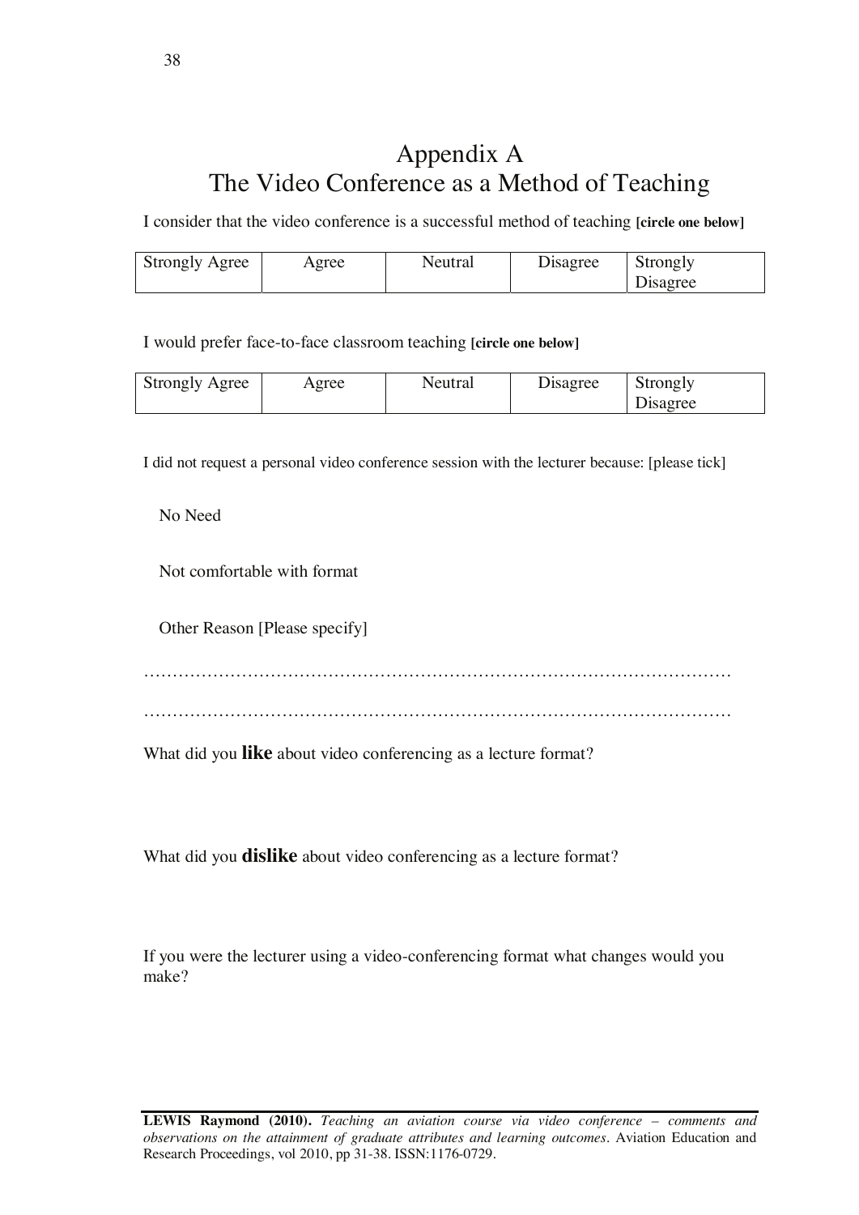# Appendix A
# The Video Conference as a Method of Teaching

I consider that the video conference is a successful method of teaching **[circle one below]**

| | | | | |
|---|---|---|---|---|
| Strongly Agree | Agree | Neutral | Disagree | Strongly Disagree |

I would prefer face-to-face classroom teaching **[circle one below]**

| | | | | |
|---|---|---|---|---|
| Strongly Agree | Agree | Neutral | Disagree | Strongly Disagree |

I did not request a personal video conference session with the lecturer because: [please tick]

No Need

Not comfortable with format

Other Reason [Please specify]

…………………………………………………………………………………………

…………………………………………………………………………………………

What did you **like** about video conferencing as a lecture format?

What did you **dislike** about video conferencing as a lecture format?

If you were the lecturer using a video-conferencing format what changes would you make?

**LEWIS Raymond (2010).** *Teaching an aviation course via video conference – comments and observations on the attainment of graduate attributes and learning outcomes*. Aviation Education and Research Proceedings, vol 2010, pp 31-38. ISSN:1176-0729.